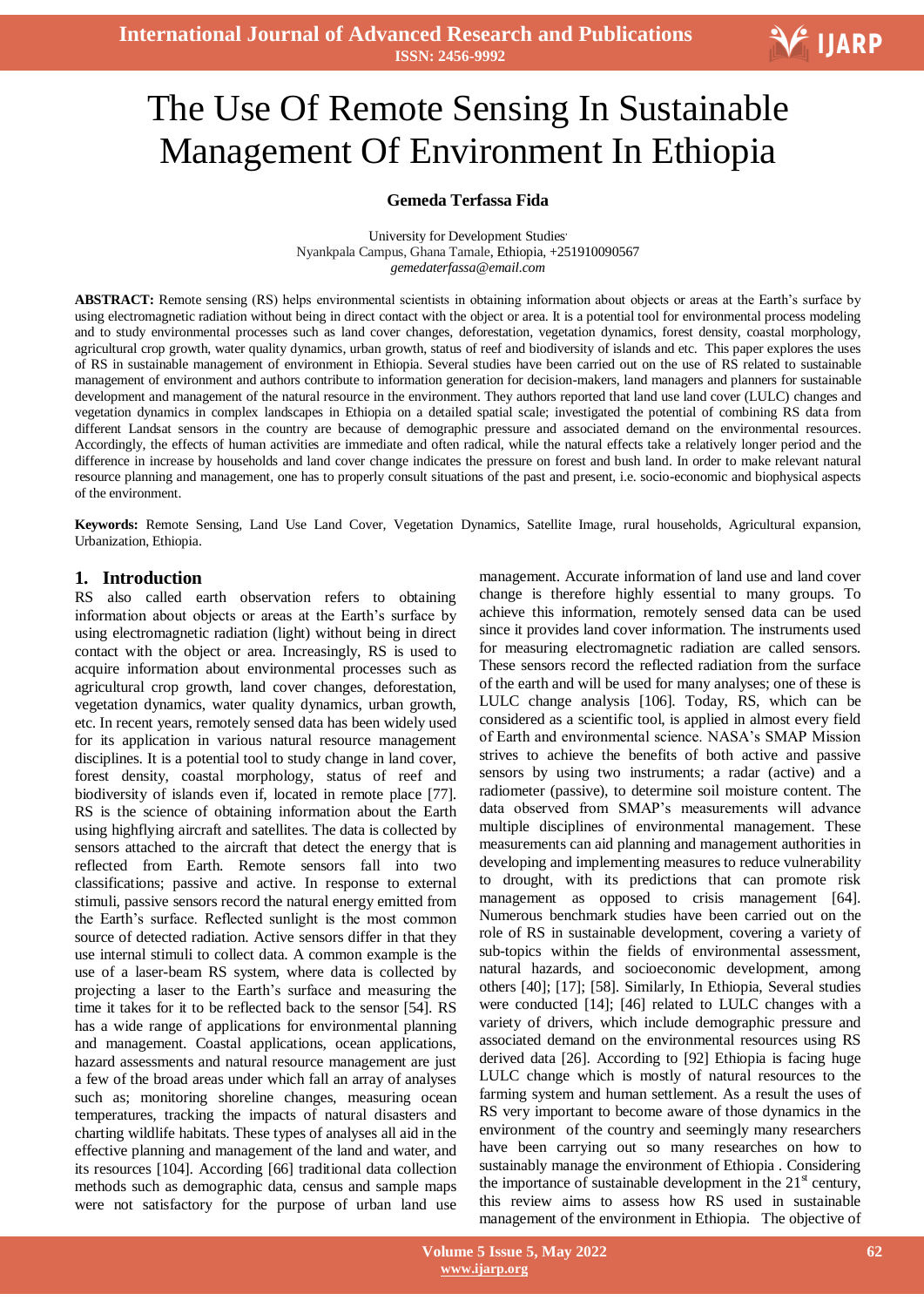# The Use Of Remote Sensing In Sustainable Management Of Environment In Ethiopia

**Gemeda Terfassa Fida**

University for Development Studies·
Nyankpala Campus, Ghana Tamale, Ethiopia, +251910090567
*gemedaterfassa@email.com*

**ABSTRACT:** Remote sensing (RS) helps environmental scientists in obtaining information about objects or areas at the Earth's surface by using electromagnetic radiation without being in direct contact with the object or area. It is a potential tool for environmental process modeling and to study environmental processes such as land cover changes, deforestation, vegetation dynamics, forest density, coastal morphology, agricultural crop growth, water quality dynamics, urban growth, status of reef and biodiversity of islands and etc. This paper explores the uses of RS in sustainable management of environment in Ethiopia. Several studies have been carried out on the use of RS related to sustainable management of environment and authors contribute to information generation for decision-makers, land managers and planners for sustainable development and management of the natural resource in the environment. They authors reported that land use land cover (LULC) changes and vegetation dynamics in complex landscapes in Ethiopia on a detailed spatial scale; investigated the potential of combining RS data from different Landsat sensors in the country are because of demographic pressure and associated demand on the environmental resources. Accordingly, the effects of human activities are immediate and often radical, while the natural effects take a relatively longer period and the difference in increase by households and land cover change indicates the pressure on forest and bush land. In order to make relevant natural resource planning and management, one has to properly consult situations of the past and present, i.e. socio-economic and biophysical aspects of the environment.

**Keywords:** Remote Sensing, Land Use Land Cover, Vegetation Dynamics, Satellite Image, rural households, Agricultural expansion, Urbanization, Ethiopia.

## 1. Introduction

RS also called earth observation refers to obtaining information about objects or areas at the Earth's surface by using electromagnetic radiation (light) without being in direct contact with the object or area. Increasingly, RS is used to acquire information about environmental processes such as agricultural crop growth, land cover changes, deforestation, vegetation dynamics, water quality dynamics, urban growth, etc. In recent years, remotely sensed data has been widely used for its application in various natural resource management disciplines. It is a potential tool to study change in land cover, forest density, coastal morphology, status of reef and biodiversity of islands even if, located in remote place [77]. RS is the science of obtaining information about the Earth using highflying aircraft and satellites. The data is collected by sensors attached to the aircraft that detect the energy that is reflected from Earth. Remote sensors fall into two classifications; passive and active. In response to external stimuli, passive sensors record the natural energy emitted from the Earth's surface. Reflected sunlight is the most common source of detected radiation. Active sensors differ in that they use internal stimuli to collect data. A common example is the use of a laser-beam RS system, where data is collected by projecting a laser to the Earth's surface and measuring the time it takes for it to be reflected back to the sensor [54]. RS has a wide range of applications for environmental planning and management. Coastal applications, ocean applications, hazard assessments and natural resource management are just a few of the broad areas under which fall an array of analyses such as; monitoring shoreline changes, measuring ocean temperatures, tracking the impacts of natural disasters and charting wildlife habitats. These types of analyses all aid in the effective planning and management of the land and water, and its resources [104]. According [66] traditional data collection methods such as demographic data, census and sample maps were not satisfactory for the purpose of urban land use management. Accurate information of land use and land cover change is therefore highly essential to many groups. To achieve this information, remotely sensed data can be used since it provides land cover information. The instruments used for measuring electromagnetic radiation are called sensors. These sensors record the reflected radiation from the surface of the earth and will be used for many analyses; one of these is LULC change analysis [106]. Today, RS, which can be considered as a scientific tool, is applied in almost every field of Earth and environmental science. NASA's SMAP Mission strives to achieve the benefits of both active and passive sensors by using two instruments; a radar (active) and a radiometer (passive), to determine soil moisture content. The data observed from SMAP's measurements will advance multiple disciplines of environmental management. These measurements can aid planning and management authorities in developing and implementing measures to reduce vulnerability to drought, with its predictions that can promote risk management as opposed to crisis management [64]. Numerous benchmark studies have been carried out on the role of RS in sustainable development, covering a variety of sub-topics within the fields of environmental assessment, natural hazards, and socioeconomic development, among others [40]; [17]; [58]. Similarly, In Ethiopia, Several studies were conducted [14]; [46] related to LULC changes with a variety of drivers, which include demographic pressure and associated demand on the environmental resources using RS derived data [26]. According to [92] Ethiopia is facing huge LULC change which is mostly of natural resources to the farming system and human settlement. As a result the uses of RS very important to become aware of those dynamics in the environment of the country and seemingly many researchers have been carrying out so many researches on how to sustainably manage the environment of Ethiopia . Considering the importance of sustainable development in the 21st century, this review aims to assess how RS used in sustainable management of the environment in Ethiopia. The objective of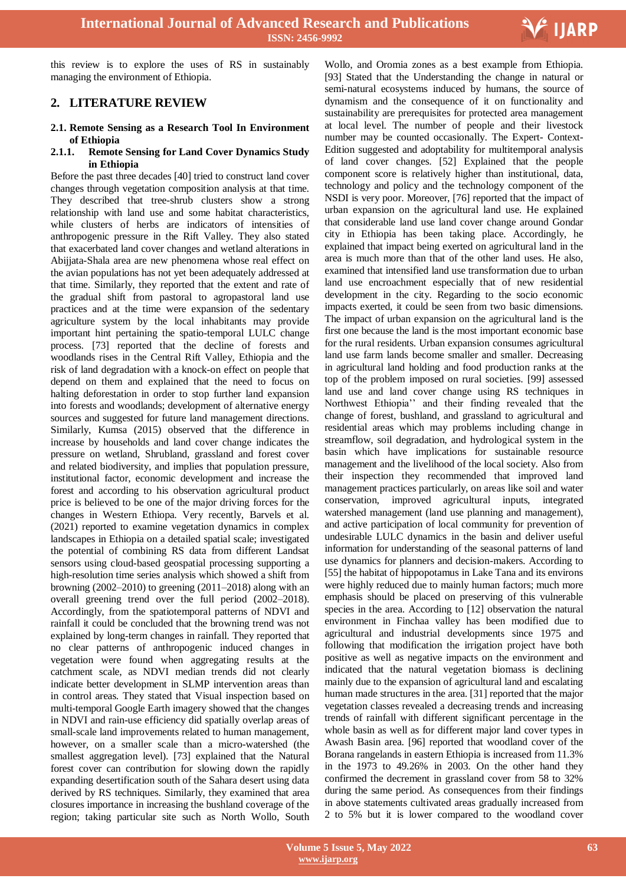this review is to explore the uses of RS in sustainably managing the environment of Ethiopia.

## 2. LITERATURE REVIEW

### 2.1. Remote Sensing as a Research Tool In Environment of Ethiopia

#### 2.1.1. Remote Sensing for Land Cover Dynamics Study in Ethiopia

Before the past three decades [40] tried to construct land cover changes through vegetation composition analysis at that time. They described that tree-shrub clusters show a strong relationship with land use and some habitat characteristics, while clusters of herbs are indicators of intensities of anthropogenic pressure in the Rift Valley. They also stated that exacerbated land cover changes and wetland alterations in Abijjata-Shala area are new phenomena whose real effect on the avian populations has not yet been adequately addressed at that time. Similarly, they reported that the extent and rate of the gradual shift from pastoral to agropastoral land use practices and at the time were expansion of the sedentary agriculture system by the local inhabitants may provide important hint pertaining the spatio-temporal LULC change process. [73] reported that the decline of forests and woodlands rises in the Central Rift Valley, Ethiopia and the risk of land degradation with a knock-on effect on people that depend on them and explained that the need to focus on halting deforestation in order to stop further land expansion into forests and woodlands; development of alternative energy sources and suggested for future land management directions. Similarly, Kumsa (2015) observed that the difference in increase by households and land cover change indicates the pressure on wetland, Shrubland, grassland and forest cover and related biodiversity, and implies that population pressure, institutional factor, economic development and increase the forest and according to his observation agricultural product price is believed to be one of the major driving forces for the changes in Western Ethopia. Very recently, Barvels et al. (2021) reported to examine vegetation dynamics in complex landscapes in Ethiopia on a detailed spatial scale; investigated the potential of combining RS data from different Landsat sensors using cloud-based geospatial processing supporting a high-resolution time series analysis which showed a shift from browning (2002–2010) to greening (2011–2018) along with an overall greening trend over the full period (2002–2018). Accordingly, from the spatiotemporal patterns of NDVI and rainfall it could be concluded that the browning trend was not explained by long-term changes in rainfall. They reported that no clear patterns of anthropogenic induced changes in vegetation were found when aggregating results at the catchment scale, as NDVI median trends did not clearly indicate better development in SLMP intervention areas than in control areas. They stated that Visual inspection based on multi-temporal Google Earth imagery showed that the changes in NDVI and rain-use efficiency did spatially overlap areas of small-scale land improvements related to human management, however, on a smaller scale than a micro-watershed (the smallest aggregation level). [73] explained that the Natural forest cover can contribution for slowing down the rapidly expanding desertification south of the Sahara desert using data derived by RS techniques. Similarly, they examined that area closures importance in increasing the bushland coverage of the region; taking particular site such as North Wollo, South Wollo, and Oromia zones as a best example from Ethiopia. [93] Stated that the Understanding the change in natural or semi-natural ecosystems induced by humans, the source of dynamism and the consequence of it on functionality and sustainability are prerequisites for protected area management at local level. The number of people and their livestock number may be counted occasionally. The Expert- Context-Edition suggested and adoptability for multitemporal analysis of land cover changes. [52] Explained that the people component score is relatively higher than institutional, data, technology and policy and the technology component of the NSDI is very poor. Moreover, [76] reported that the impact of urban expansion on the agricultural land use. He explained that considerable land use land cover change around Gondar city in Ethiopia has been taking place. Accordingly, he explained that impact being exerted on agricultural land in the area is much more than that of the other land uses. He also, examined that intensified land use transformation due to urban land use encroachment especially that of new residential development in the city. Regarding to the socio economic impacts exerted, it could be seen from two basic dimensions. The impact of urban expansion on the agricultural land is the first one because the land is the most important economic base for the rural residents. Urban expansion consumes agricultural land use farm lands become smaller and smaller. Decreasing in agricultural land holding and food production ranks at the top of the problem imposed on rural societies. [99] assessed land use and land cover change using RS techniques in Northwest Ethiopia'' and their finding revealed that the change of forest, bushland, and grassland to agricultural and residential areas which may problems including change in streamflow, soil degradation, and hydrological system in the basin which have implications for sustainable resource management and the livelihood of the local society. Also from their inspection they recommended that improved land management practices particularly, on areas like soil and water conservation, improved agricultural inputs, integrated watershed management (land use planning and management), and active participation of local community for prevention of undesirable LULC dynamics in the basin and deliver useful information for understanding of the seasonal patterns of land use dynamics for planners and decision-makers. According to [55] the habitat of hippopotamus in Lake Tana and its environs were highly reduced due to mainly human factors; much more emphasis should be placed on preserving of this vulnerable species in the area. According to [12] observation the natural environment in Finchaa valley has been modified due to agricultural and industrial developments since 1975 and following that modification the irrigation project have both positive as well as negative impacts on the environment and indicated that the natural vegetation biomass is declining mainly due to the expansion of agricultural land and escalating human made structures in the area. [31] reported that the major vegetation classes revealed a decreasing trends and increasing trends of rainfall with different significant percentage in the whole basin as well as for different major land cover types in Awash Basin area. [96] reported that woodland cover of the Borana rangelands in eastern Ethiopia is increased from 11.3% in the 1973 to 49.26% in 2003. On the other hand they confirmed the decrement in grassland cover from 58 to 32% during the same period. As consequences from their findings in above statements cultivated areas gradually increased from 2 to 5% but it is lower compared to the woodland cover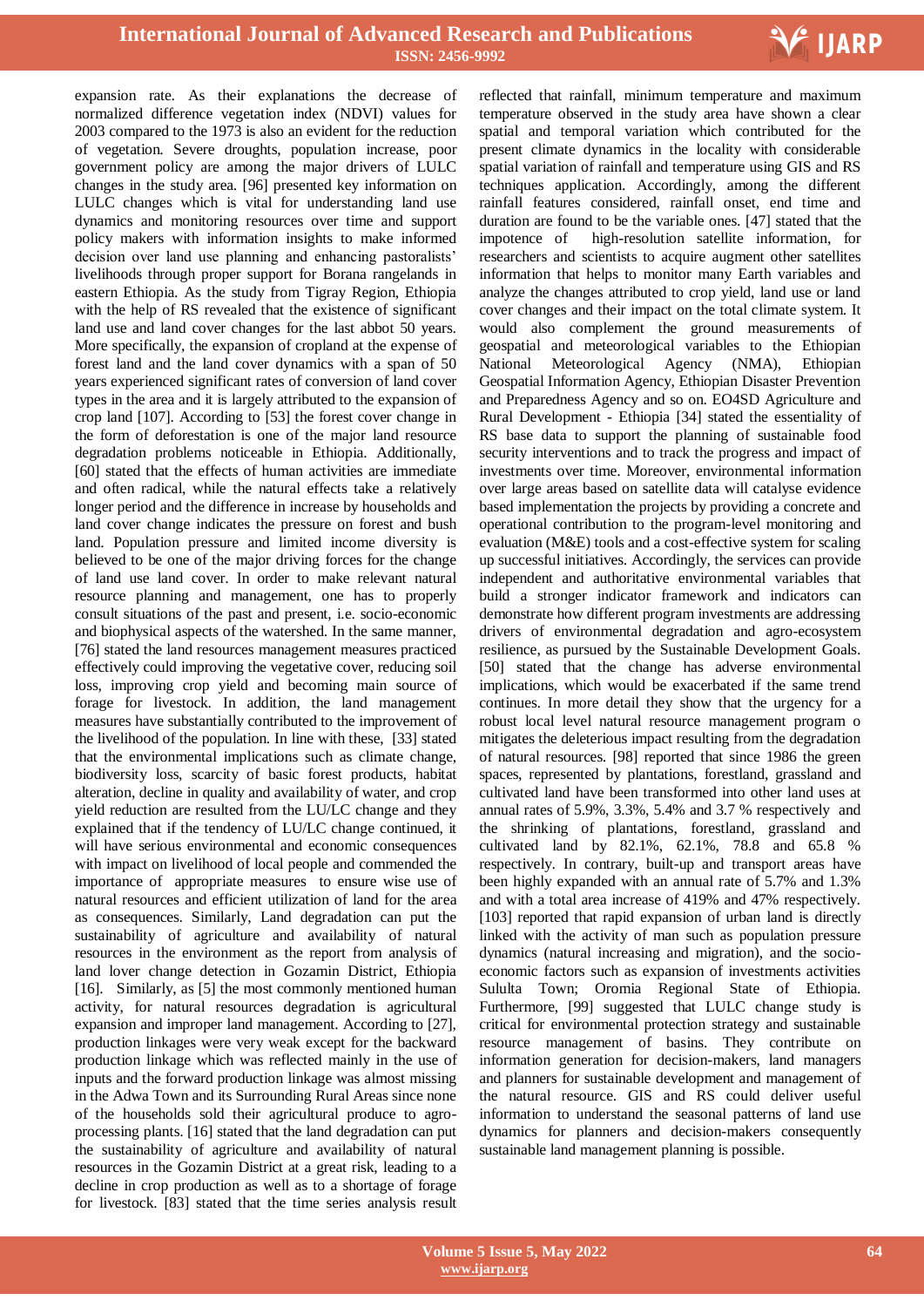expansion rate. As their explanations the decrease of normalized difference vegetation index (NDVI) values for 2003 compared to the 1973 is also an evident for the reduction of vegetation. Severe droughts, population increase, poor government policy are among the major drivers of LULC changes in the study area. [96] presented key information on LULC changes which is vital for understanding land use dynamics and monitoring resources over time and support policy makers with information insights to make informed decision over land use planning and enhancing pastoralists' livelihoods through proper support for Borana rangelands in eastern Ethiopia. As the study from Tigray Region, Ethiopia with the help of RS revealed that the existence of significant land use and land cover changes for the last abbot 50 years. More specifically, the expansion of cropland at the expense of forest land and the land cover dynamics with a span of 50 years experienced significant rates of conversion of land cover types in the area and it is largely attributed to the expansion of crop land [107]. According to [53] the forest cover change in the form of deforestation is one of the major land resource degradation problems noticeable in Ethiopia. Additionally, [60] stated that the effects of human activities are immediate and often radical, while the natural effects take a relatively longer period and the difference in increase by households and land cover change indicates the pressure on forest and bush land. Population pressure and limited income diversity is believed to be one of the major driving forces for the change of land use land cover. In order to make relevant natural resource planning and management, one has to properly consult situations of the past and present, i.e. socio-economic and biophysical aspects of the watershed. In the same manner, [76] stated the land resources management measures practiced effectively could improving the vegetative cover, reducing soil loss, improving crop yield and becoming main source of forage for livestock. In addition, the land management measures have substantially contributed to the improvement of the livelihood of the population. In line with these, [33] stated that the environmental implications such as climate change, biodiversity loss, scarcity of basic forest products, habitat alteration, decline in quality and availability of water, and crop yield reduction are resulted from the LU/LC change and they explained that if the tendency of LU/LC change continued, it will have serious environmental and economic consequences with impact on livelihood of local people and commended the importance of appropriate measures to ensure wise use of natural resources and efficient utilization of land for the area as consequences. Similarly, Land degradation can put the sustainability of agriculture and availability of natural resources in the environment as the report from analysis of land lover change detection in Gozamin District, Ethiopia [16]. Similarly, as [5] the most commonly mentioned human activity, for natural resources degradation is agricultural expansion and improper land management. According to [27], production linkages were very weak except for the backward production linkage which was reflected mainly in the use of inputs and the forward production linkage was almost missing in the Adwa Town and its Surrounding Rural Areas since none of the households sold their agricultural produce to agro-processing plants. [16] stated that the land degradation can put the sustainability of agriculture and availability of natural resources in the Gozamin District at a great risk, leading to a decline in crop production as well as to a shortage of forage for livestock. [83] stated that the time series analysis result reflected that rainfall, minimum temperature and maximum temperature observed in the study area have shown a clear spatial and temporal variation which contributed for the present climate dynamics in the locality with considerable spatial variation of rainfall and temperature using GIS and RS techniques application. Accordingly, among the different rainfall features considered, rainfall onset, end time and duration are found to be the variable ones. [47] stated that the impotence of high-resolution satellite information, for researchers and scientists to acquire augment other satellites information that helps to monitor many Earth variables and analyze the changes attributed to crop yield, land use or land cover changes and their impact on the total climate system. It would also complement the ground measurements of geospatial and meteorological variables to the Ethiopian National Meteorological Agency (NMA), Ethiopian Geospatial Information Agency, Ethiopian Disaster Prevention and Preparedness Agency and so on. EO4SD Agriculture and Rural Development - Ethiopia [34] stated the essentiality of RS base data to support the planning of sustainable food security interventions and to track the progress and impact of investments over time. Moreover, environmental information over large areas based on satellite data will catalyse evidence based implementation the projects by providing a concrete and operational contribution to the program-level monitoring and evaluation (M&E) tools and a cost-effective system for scaling up successful initiatives. Accordingly, the services can provide independent and authoritative environmental variables that build a stronger indicator framework and indicators can demonstrate how different program investments are addressing drivers of environmental degradation and agro-ecosystem resilience, as pursued by the Sustainable Development Goals. [50] stated that the change has adverse environmental implications, which would be exacerbated if the same trend continues. In more detail they show that the urgency for a robust local level natural resource management program o mitigates the deleterious impact resulting from the degradation of natural resources. [98] reported that since 1986 the green spaces, represented by plantations, forestland, grassland and cultivated land have been transformed into other land uses at annual rates of 5.9%, 3.3%, 5.4% and 3.7 % respectively and the shrinking of plantations, forestland, grassland and cultivated land by 82.1%, 62.1%, 78.8 and 65.8 % respectively. In contrary, built-up and transport areas have been highly expanded with an annual rate of 5.7% and 1.3% and with a total area increase of 419% and 47% respectively. [103] reported that rapid expansion of urban land is directly linked with the activity of man such as population pressure dynamics (natural increasing and migration), and the socio-economic factors such as expansion of investments activities Sululta Town; Oromia Regional State of Ethiopia. Furthermore, [99] suggested that LULC change study is critical for environmental protection strategy and sustainable resource management of basins. They contribute on information generation for decision-makers, land managers and planners for sustainable development and management of the natural resource. GIS and RS could deliver useful information to understand the seasonal patterns of land use dynamics for planners and decision-makers consequently sustainable land management planning is possible.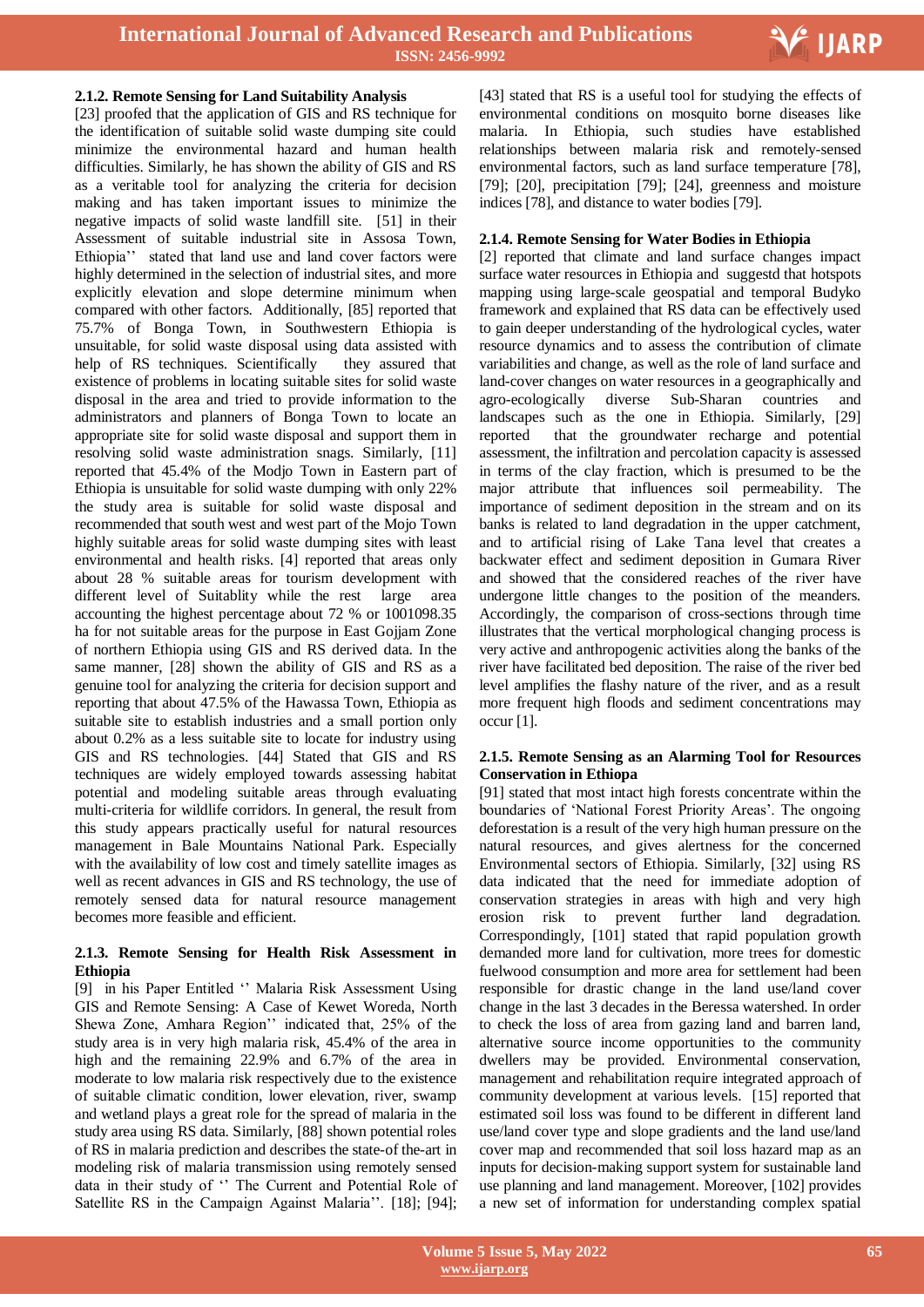### 2.1.2. Remote Sensing for Land Suitability Analysis

[23] proofed that the application of GIS and RS technique for the identification of suitable solid waste dumping site could minimize the environmental hazard and human health difficulties. Similarly, he has shown the ability of GIS and RS as a veritable tool for analyzing the criteria for decision making and has taken important issues to minimize the negative impacts of solid waste landfill site. [51] in their Assessment of suitable industrial site in Assosa Town, Ethiopia'' stated that land use and land cover factors were highly determined in the selection of industrial sites, and more explicitly elevation and slope determine minimum when compared with other factors. Additionally, [85] reported that 75.7% of Bonga Town, in Southwestern Ethiopia is unsuitable, for solid waste disposal using data assisted with help of RS techniques. Scientifically they assured that existence of problems in locating suitable sites for solid waste disposal in the area and tried to provide information to the administrators and planners of Bonga Town to locate an appropriate site for solid waste disposal and support them in resolving solid waste administration snags. Similarly, [11] reported that 45.4% of the Modjo Town in Eastern part of Ethiopia is unsuitable for solid waste dumping with only 22% the study area is suitable for solid waste disposal and recommended that south west and west part of the Mojo Town highly suitable areas for solid waste dumping sites with least environmental and health risks. [4] reported that areas only about 28 % suitable areas for tourism development with different level of Suitablity while the rest large area accounting the highest percentage about 72 % or 1001098.35 ha for not suitable areas for the purpose in East Gojjam Zone of northern Ethiopia using GIS and RS derived data. In the same manner, [28] shown the ability of GIS and RS as a genuine tool for analyzing the criteria for decision support and reporting that about 47.5% of the Hawassa Town, Ethiopia as suitable site to establish industries and a small portion only about 0.2% as a less suitable site to locate for industry using GIS and RS technologies. [44] Stated that GIS and RS techniques are widely employed towards assessing habitat potential and modeling suitable areas through evaluating multi-criteria for wildlife corridors. In general, the result from this study appears practically useful for natural resources management in Bale Mountains National Park. Especially with the availability of low cost and timely satellite images as well as recent advances in GIS and RS technology, the use of remotely sensed data for natural resource management becomes more feasible and efficient.

### 2.1.3. Remote Sensing for Health Risk Assessment in Ethiopia

[9] in his Paper Entitled '' Malaria Risk Assessment Using GIS and Remote Sensing: A Case of Kewet Woreda, North Shewa Zone, Amhara Region'' indicated that, 25% of the study area is in very high malaria risk, 45.4% of the area in high and the remaining 22.9% and 6.7% of the area in moderate to low malaria risk respectively due to the existence of suitable climatic condition, lower elevation, river, swamp and wetland plays a great role for the spread of malaria in the study area using RS data. Similarly, [88] shown potential roles of RS in malaria prediction and describes the state-of the-art in modeling risk of malaria transmission using remotely sensed data in their study of '' The Current and Potential Role of Satellite RS in the Campaign Against Malaria''. [18]; [94]; [43] stated that RS is a useful tool for studying the effects of environmental conditions on mosquito borne diseases like malaria. In Ethiopia, such studies have established relationships between malaria risk and remotely-sensed environmental factors, such as land surface temperature [78], [79]; [20], precipitation [79]; [24], greenness and moisture indices [78], and distance to water bodies [79].

### 2.1.4. Remote Sensing for Water Bodies in Ethiopia

[2] reported that climate and land surface changes impact surface water resources in Ethiopia and suggestd that hotspots mapping using large-scale geospatial and temporal Budyko framework and explained that RS data can be effectively used to gain deeper understanding of the hydrological cycles, water resource dynamics and to assess the contribution of climate variabilities and change, as well as the role of land surface and land-cover changes on water resources in a geographically and agro-ecologically diverse Sub-Sharan countries and landscapes such as the one in Ethiopia. Similarly, [29] reported that the groundwater recharge and potential assessment, the infiltration and percolation capacity is assessed in terms of the clay fraction, which is presumed to be the major attribute that influences soil permeability. The importance of sediment deposition in the stream and on its banks is related to land degradation in the upper catchment, and to artificial rising of Lake Tana level that creates a backwater effect and sediment deposition in Gumara River and showed that the considered reaches of the river have undergone little changes to the position of the meanders. Accordingly, the comparison of cross-sections through time illustrates that the vertical morphological changing process is very active and anthropogenic activities along the banks of the river have facilitated bed deposition. The raise of the river bed level amplifies the flashy nature of the river, and as a result more frequent high floods and sediment concentrations may occur [1].

### 2.1.5. Remote Sensing as an Alarming Tool for Resources Conservation in Ethiopa

[91] stated that most intact high forests concentrate within the boundaries of 'National Forest Priority Areas'. The ongoing deforestation is a result of the very high human pressure on the natural resources, and gives alertness for the concerned Environmental sectors of Ethiopia. Similarly, [32] using RS data indicated that the need for immediate adoption of conservation strategies in areas with high and very high erosion risk to prevent further land degradation. Correspondingly, [101] stated that rapid population growth demanded more land for cultivation, more trees for domestic fuelwood consumption and more area for settlement had been responsible for drastic change in the land use/land cover change in the last 3 decades in the Beressa watershed. In order to check the loss of area from gazing land and barren land, alternative source income opportunities to the community dwellers may be provided. Environmental conservation, management and rehabilitation require integrated approach of community development at various levels. [15] reported that estimated soil loss was found to be different in different land use/land cover type and slope gradients and the land use/land cover map and recommended that soil loss hazard map as an inputs for decision-making support system for sustainable land use planning and land management. Moreover, [102] provides a new set of information for understanding complex spatial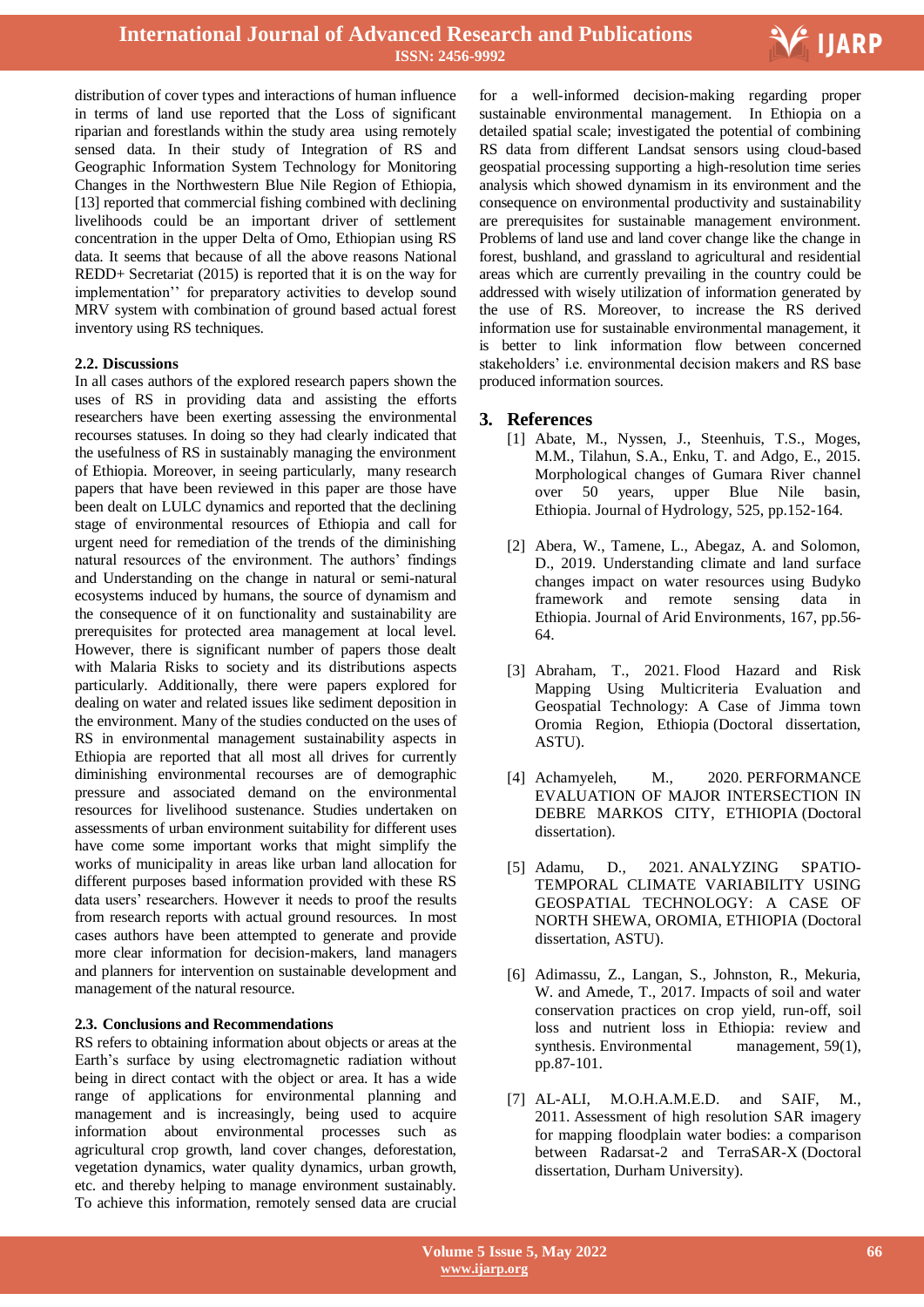distribution of cover types and interactions of human influence in terms of land use reported that the Loss of significant riparian and forestlands within the study area using remotely sensed data. In their study of Integration of RS and Geographic Information System Technology for Monitoring Changes in the Northwestern Blue Nile Region of Ethiopia, [13] reported that commercial fishing combined with declining livelihoods could be an important driver of settlement concentration in the upper Delta of Omo, Ethiopian using RS data. It seems that because of all the above reasons National REDD+ Secretariat (2015) is reported that it is on the way for implementation'' for preparatory activities to develop sound MRV system with combination of ground based actual forest inventory using RS techniques.

### 2.2. Discussions

In all cases authors of the explored research papers shown the uses of RS in providing data and assisting the efforts researchers have been exerting assessing the environmental recourses statuses. In doing so they had clearly indicated that the usefulness of RS in sustainably managing the environment of Ethiopia. Moreover, in seeing particularly, many research papers that have been reviewed in this paper are those have been dealt on LULC dynamics and reported that the declining stage of environmental resources of Ethiopia and call for urgent need for remediation of the trends of the diminishing natural resources of the environment. The authors' findings and Understanding on the change in natural or semi-natural ecosystems induced by humans, the source of dynamism and the consequence of it on functionality and sustainability are prerequisites for protected area management at local level. However, there is significant number of papers those dealt with Malaria Risks to society and its distributions aspects particularly. Additionally, there were papers explored for dealing on water and related issues like sediment deposition in the environment. Many of the studies conducted on the uses of RS in environmental management sustainability aspects in Ethiopia are reported that all most all drives for currently diminishing environmental recourses are of demographic pressure and associated demand on the environmental resources for livelihood sustenance. Studies undertaken on assessments of urban environment suitability for different uses have come some important works that might simplify the works of municipality in areas like urban land allocation for different purposes based information provided with these RS data users' researchers. However it needs to proof the results from research reports with actual ground resources. In most cases authors have been attempted to generate and provide more clear information for decision-makers, land managers and planners for intervention on sustainable development and management of the natural resource.

### 2.3. Conclusions and Recommendations

RS refers to obtaining information about objects or areas at the Earth's surface by using electromagnetic radiation without being in direct contact with the object or area. It has a wide range of applications for environmental planning and management and is increasingly, being used to acquire information about environmental processes such as agricultural crop growth, land cover changes, deforestation, vegetation dynamics, water quality dynamics, urban growth, etc. and thereby helping to manage environment sustainably. To achieve this information, remotely sensed data are crucial for a well-informed decision-making regarding proper sustainable environmental management. In Ethiopia on a detailed spatial scale; investigated the potential of combining RS data from different Landsat sensors using cloud-based geospatial processing supporting a high-resolution time series analysis which showed dynamism in its environment and the consequence on environmental productivity and sustainability are prerequisites for sustainable management environment. Problems of land use and land cover change like the change in forest, bushland, and grassland to agricultural and residential areas which are currently prevailing in the country could be addressed with wisely utilization of information generated by the use of RS. Moreover, to increase the RS derived information use for sustainable environmental management, it is better to link information flow between concerned stakeholders' i.e. environmental decision makers and RS base produced information sources.

## 3. References

[1] Abate, M., Nyssen, J., Steenhuis, T.S., Moges, M.M., Tilahun, S.A., Enku, T. and Adgo, E., 2015. Morphological changes of Gumara River channel over 50 years, upper Blue Nile basin, Ethiopia. Journal of Hydrology, 525, pp.152-164.

[2] Abera, W., Tamene, L., Abegaz, A. and Solomon, D., 2019. Understanding climate and land surface changes impact on water resources using Budyko framework and remote sensing data in Ethiopia. Journal of Arid Environments, 167, pp.56-64.

[3] Abraham, T., 2021. Flood Hazard and Risk Mapping Using Multicriteria Evaluation and Geospatial Technology: A Case of Jimma town Oromia Region, Ethiopia (Doctoral dissertation, ASTU).

[4] Achamyeleh, M., 2020. PERFORMANCE EVALUATION OF MAJOR INTERSECTION IN DEBRE MARKOS CITY, ETHIOPIA (Doctoral dissertation).

[5] Adamu, D., 2021. ANALYZING SPATIO-TEMPORAL CLIMATE VARIABILITY USING GEOSPATIAL TECHNOLOGY: A CASE OF NORTH SHEWA, OROMIA, ETHIOPIA (Doctoral dissertation, ASTU).

[6] Adimassu, Z., Langan, S., Johnston, R., Mekuria, W. and Amede, T., 2017. Impacts of soil and water conservation practices on crop yield, run-off, soil loss and nutrient loss in Ethiopia: review and synthesis. Environmental management, 59(1), pp.87-101.

[7] AL-ALI, M.O.H.A.M.E.D. and SAIF, M., 2011. Assessment of high resolution SAR imagery for mapping floodplain water bodies: a comparison between Radarsat-2 and TerraSAR-X (Doctoral dissertation, Durham University).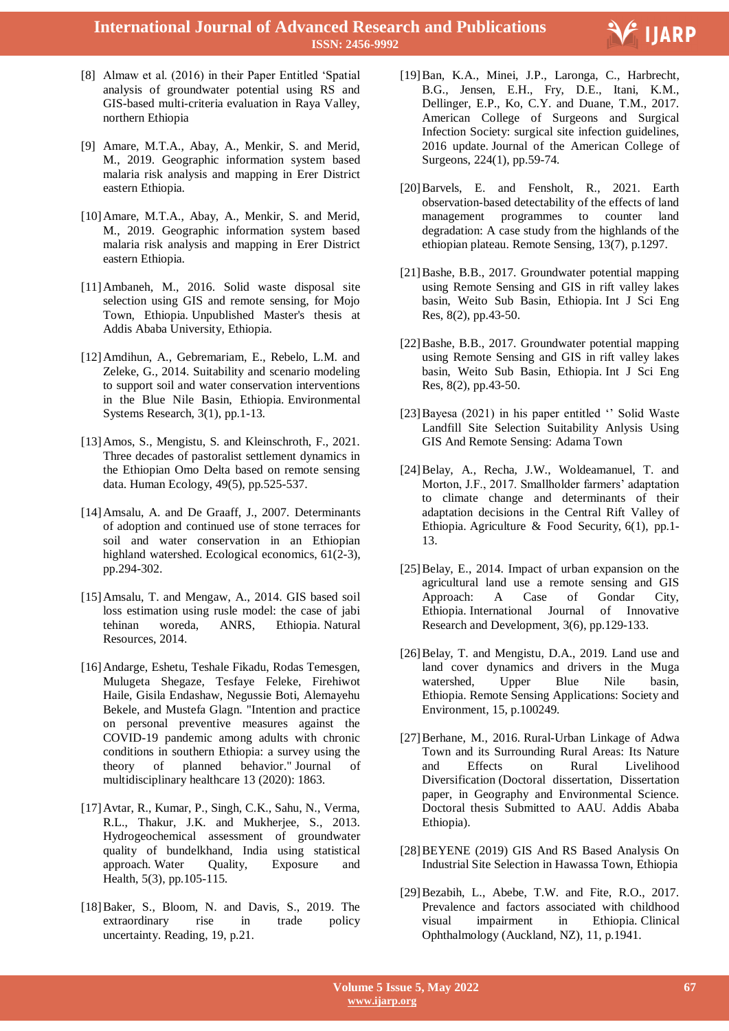[8] Almaw et al. (2016) in their Paper Entitled 'Spatial analysis of groundwater potential using RS and GIS-based multi-criteria evaluation in Raya Valley, northern Ethiopia

[9] Amare, M.T.A., Abay, A., Menkir, S. and Merid, M., 2019. Geographic information system based malaria risk analysis and mapping in Erer District eastern Ethiopia.

[10] Amare, M.T.A., Abay, A., Menkir, S. and Merid, M., 2019. Geographic information system based malaria risk analysis and mapping in Erer District eastern Ethiopia.

[11] Ambaneh, M., 2016. Solid waste disposal site selection using GIS and remote sensing, for Mojo Town, Ethiopia. Unpublished Master's thesis at Addis Ababa University, Ethiopia.

[12] Amdihun, A., Gebremariam, E., Rebelo, L.M. and Zeleke, G., 2014. Suitability and scenario modeling to support soil and water conservation interventions in the Blue Nile Basin, Ethiopia. Environmental Systems Research, 3(1), pp.1-13.

[13] Amos, S., Mengistu, S. and Kleinschroth, F., 2021. Three decades of pastoralist settlement dynamics in the Ethiopian Omo Delta based on remote sensing data. Human Ecology, 49(5), pp.525-537.

[14] Amsalu, A. and De Graaff, J., 2007. Determinants of adoption and continued use of stone terraces for soil and water conservation in an Ethiopian highland watershed. Ecological economics, 61(2-3), pp.294-302.

[15] Amsalu, T. and Mengaw, A., 2014. GIS based soil loss estimation using rusle model: the case of jabi tehinan woreda, ANRS, Ethiopia. Natural Resources, 2014.

[16] Andarge, Eshetu, Teshale Fikadu, Rodas Temesgen, Mulugeta Shegaze, Tesfaye Feleke, Firehiwot Haile, Gisila Endashaw, Negussie Boti, Alemayehu Bekele, and Mustefa Glagn. "Intention and practice on personal preventive measures against the COVID-19 pandemic among adults with chronic conditions in southern Ethiopia: a survey using the theory of planned behavior." Journal of multidisciplinary healthcare 13 (2020): 1863.

[17] Avtar, R., Kumar, P., Singh, C.K., Sahu, N., Verma, R.L., Thakur, J.K. and Mukherjee, S., 2013. Hydrogeochemical assessment of groundwater quality of bundelkhand, India using statistical approach. Water Quality, Exposure and Health, 5(3), pp.105-115.

[18] Baker, S., Bloom, N. and Davis, S., 2019. The extraordinary rise in trade policy uncertainty. Reading, 19, p.21.

[19] Ban, K.A., Minei, J.P., Laronga, C., Harbrecht, B.G., Jensen, E.H., Fry, D.E., Itani, K.M., Dellinger, E.P., Ko, C.Y. and Duane, T.M., 2017. American College of Surgeons and Surgical Infection Society: surgical site infection guidelines, 2016 update. Journal of the American College of Surgeons, 224(1), pp.59-74.

[20] Barvels, E. and Fensholt, R., 2021. Earth observation-based detectability of the effects of land management programmes to counter land degradation: A case study from the highlands of the ethiopian plateau. Remote Sensing, 13(7), p.1297.

[21] Bashe, B.B., 2017. Groundwater potential mapping using Remote Sensing and GIS in rift valley lakes basin, Weito Sub Basin, Ethiopia. Int J Sci Eng Res, 8(2), pp.43-50.

[22] Bashe, B.B., 2017. Groundwater potential mapping using Remote Sensing and GIS in rift valley lakes basin, Weito Sub Basin, Ethiopia. Int J Sci Eng Res, 8(2), pp.43-50.

[23] Bayesa (2021) in his paper entitled '' Solid Waste Landfill Site Selection Suitability Anlysis Using GIS And Remote Sensing: Adama Town

[24] Belay, A., Recha, J.W., Woldeamanuel, T. and Morton, J.F., 2017. Smallholder farmers' adaptation to climate change and determinants of their adaptation decisions in the Central Rift Valley of Ethiopia. Agriculture & Food Security, 6(1), pp.1-13.

[25] Belay, E., 2014. Impact of urban expansion on the agricultural land use a remote sensing and GIS Approach: A Case of Gondar City, Ethiopia. International Journal of Innovative Research and Development, 3(6), pp.129-133.

[26] Belay, T. and Mengistu, D.A., 2019. Land use and land cover dynamics and drivers in the Muga watershed, Upper Blue Nile basin, Ethiopia. Remote Sensing Applications: Society and Environment, 15, p.100249.

[27] Berhane, M., 2016. Rural-Urban Linkage of Adwa Town and its Surrounding Rural Areas: Its Nature and Effects on Rural Livelihood Diversification (Doctoral dissertation, Dissertation paper, in Geography and Environmental Science. Doctoral thesis Submitted to AAU. Addis Ababa Ethiopia).

[28] BEYENE (2019) GIS And RS Based Analysis On Industrial Site Selection in Hawassa Town, Ethiopia

[29] Bezabih, L., Abebe, T.W. and Fite, R.O., 2017. Prevalence and factors associated with childhood visual impairment in Ethiopia. Clinical Ophthalmology (Auckland, NZ), 11, p.1941.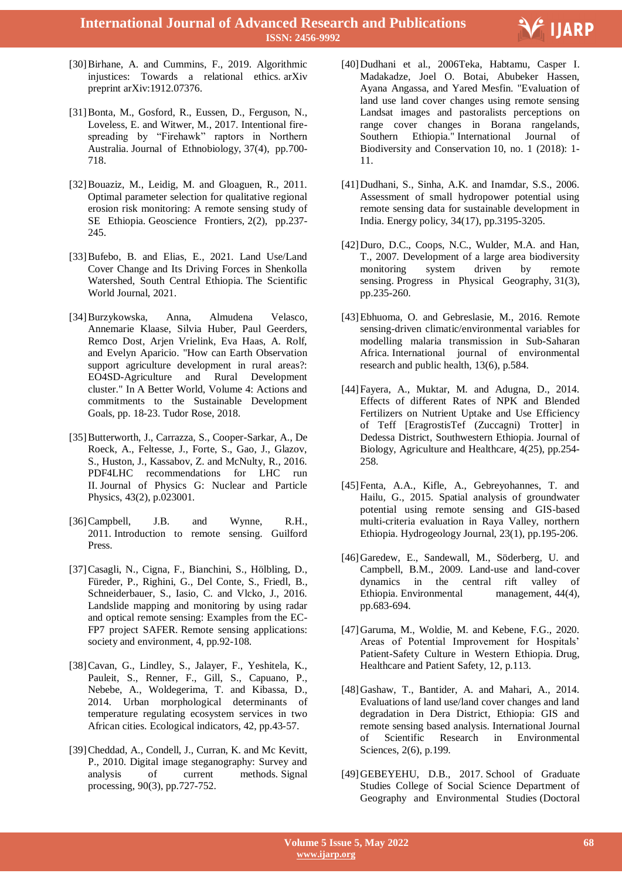[30] Birhane, A. and Cummins, F., 2019. Algorithmic injustices: Towards a relational ethics. arXiv preprint arXiv:1912.07376.

[31] Bonta, M., Gosford, R., Eussen, D., Ferguson, N., Loveless, E. and Witwer, M., 2017. Intentional fire-spreading by "Firehawk" raptors in Northern Australia. Journal of Ethnobiology, 37(4), pp.700-718.

[32] Bouaziz, M., Leidig, M. and Gloaguen, R., 2011. Optimal parameter selection for qualitative regional erosion risk monitoring: A remote sensing study of SE Ethiopia. Geoscience Frontiers, 2(2), pp.237-245.

[33] Bufebo, B. and Elias, E., 2021. Land Use/Land Cover Change and Its Driving Forces in Shenkolla Watershed, South Central Ethiopia. The Scientific World Journal, 2021.

[34] Burzykowska, Anna, Almudena Velasco, Annemarie Klaase, Silvia Huber, Paul Geerders, Remco Dost, Arjen Vrielink, Eva Haas, A. Rolf, and Evelyn Aparicio. "How can Earth Observation support agriculture development in rural areas?: EO4SD-Agriculture and Rural Development cluster." In A Better World, Volume 4: Actions and commitments to the Sustainable Development Goals, pp. 18-23. Tudor Rose, 2018.

[35] Butterworth, J., Carrazza, S., Cooper-Sarkar, A., De Roeck, A., Feltesse, J., Forte, S., Gao, J., Glazov, S., Huston, J., Kassabov, Z. and McNulty, R., 2016. PDF4LHC recommendations for LHC run II. Journal of Physics G: Nuclear and Particle Physics, 43(2), p.023001.

[36] Campbell, J.B. and Wynne, R.H., 2011. Introduction to remote sensing. Guilford Press.

[37] Casagli, N., Cigna, F., Bianchini, S., Hölbling, D., Füreder, P., Righini, G., Del Conte, S., Friedl, B., Schneiderbauer, S., Iasio, C. and Vlcko, J., 2016. Landslide mapping and monitoring by using radar and optical remote sensing: Examples from the EC-FP7 project SAFER. Remote sensing applications: society and environment, 4, pp.92-108.

[38] Cavan, G., Lindley, S., Jalayer, F., Yeshitela, K., Pauleit, S., Renner, F., Gill, S., Capuano, P., Nebebe, A., Woldegerima, T. and Kibassa, D., 2014. Urban morphological determinants of temperature regulating ecosystem services in two African cities. Ecological indicators, 42, pp.43-57.

[39] Cheddad, A., Condell, J., Curran, K. and Mc Kevitt, P., 2010. Digital image steganography: Survey and analysis of current methods. Signal processing, 90(3), pp.727-752.

[40] Dudhani et al., 2006Teka, Habtamu, Casper I. Madakadze, Joel O. Botai, Abubeker Hassen, Ayana Angassa, and Yared Mesfin. "Evaluation of land use land cover changes using remote sensing Landsat images and pastoralists perceptions on range cover changes in Borana rangelands, Southern Ethiopia." International Journal of Biodiversity and Conservation 10, no. 1 (2018): 1-11.

[41] Dudhani, S., Sinha, A.K. and Inamdar, S.S., 2006. Assessment of small hydropower potential using remote sensing data for sustainable development in India. Energy policy, 34(17), pp.3195-3205.

[42] Duro, D.C., Coops, N.C., Wulder, M.A. and Han, T., 2007. Development of a large area biodiversity monitoring system driven by remote sensing. Progress in Physical Geography, 31(3), pp.235-260.

[43] Ebhuoma, O. and Gebreslasie, M., 2016. Remote sensing-driven climatic/environmental variables for modelling malaria transmission in Sub-Saharan Africa. International journal of environmental research and public health, 13(6), p.584.

[44] Fayera, A., Muktar, M. and Adugna, D., 2014. Effects of different Rates of NPK and Blended Fertilizers on Nutrient Uptake and Use Efficiency of Teff [EragrostisTef (Zuccagni) Trotter] in Dedessa District, Southwestern Ethiopia. Journal of Biology, Agriculture and Healthcare, 4(25), pp.254-258.

[45] Fenta, A.A., Kifle, A., Gebreyohannes, T. and Hailu, G., 2015. Spatial analysis of groundwater potential using remote sensing and GIS-based multi-criteria evaluation in Raya Valley, northern Ethiopia. Hydrogeology Journal, 23(1), pp.195-206.

[46] Garedew, E., Sandewall, M., Söderberg, U. and Campbell, B.M., 2009. Land-use and land-cover dynamics in the central rift valley of Ethiopia. Environmental management, 44(4), pp.683-694.

[47] Garuma, M., Woldie, M. and Kebene, F.G., 2020. Areas of Potential Improvement for Hospitals' Patient-Safety Culture in Western Ethiopia. Drug, Healthcare and Patient Safety, 12, p.113.

[48] Gashaw, T., Bantider, A. and Mahari, A., 2014. Evaluations of land use/land cover changes and land degradation in Dera District, Ethiopia: GIS and remote sensing based analysis. International Journal of Scientific Research in Environmental Sciences, 2(6), p.199.

[49] GEBEYEHU, D.B., 2017. School of Graduate Studies College of Social Science Department of Geography and Environmental Studies (Doctoral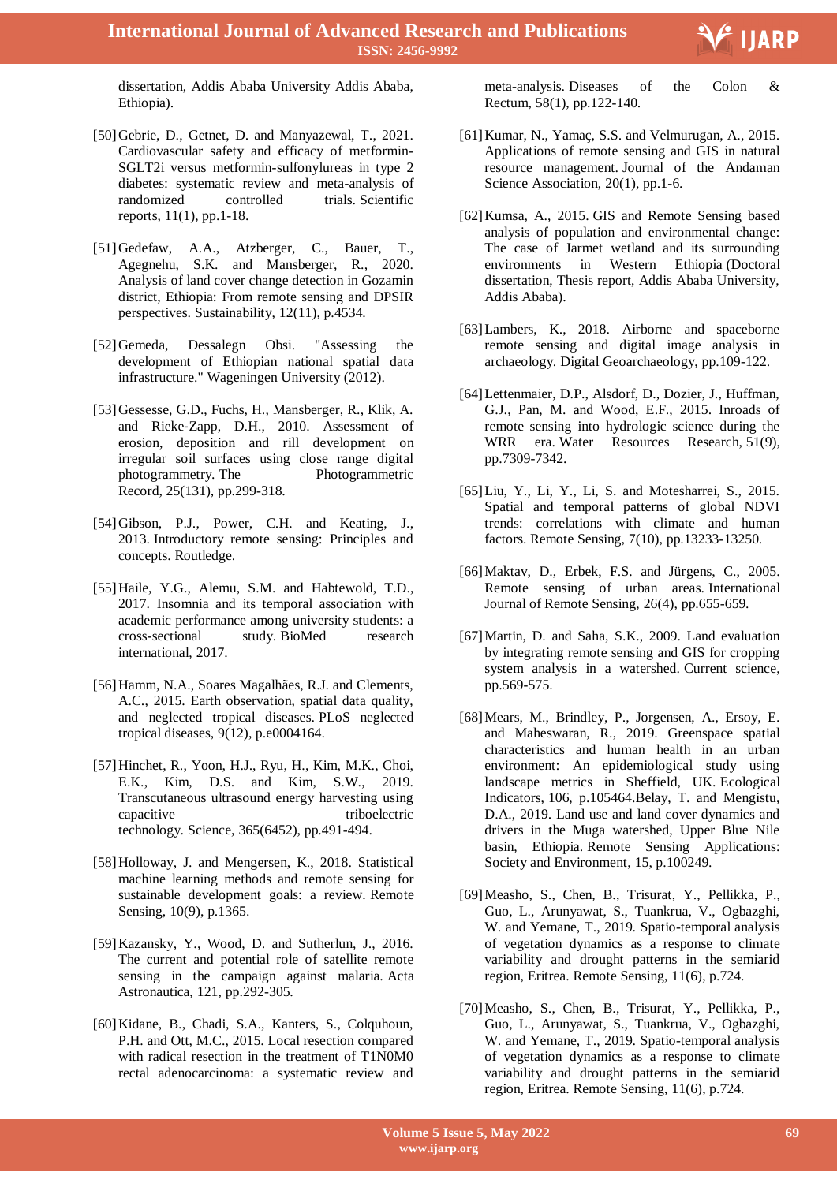dissertation, Addis Ababa University Addis Ababa, Ethiopia).

[50] Gebrie, D., Getnet, D. and Manyazewal, T., 2021. Cardiovascular safety and efficacy of metformin-SGLT2i versus metformin-sulfonylureas in type 2 diabetes: systematic review and meta-analysis of randomized controlled trials. Scientific reports, 11(1), pp.1-18.

[51] Gedefaw, A.A., Atzberger, C., Bauer, T., Agegnehu, S.K. and Mansberger, R., 2020. Analysis of land cover change detection in Gozamin district, Ethiopia: From remote sensing and DPSIR perspectives. Sustainability, 12(11), p.4534.

[52] Gemeda, Dessalegn Obsi. "Assessing the development of Ethiopian national spatial data infrastructure." Wageningen University (2012).

[53] Gessesse, G.D., Fuchs, H., Mansberger, R., Klik, A. and Rieke‐Zapp, D.H., 2010. Assessment of erosion, deposition and rill development on irregular soil surfaces using close range digital photogrammetry. The Photogrammetric Record, 25(131), pp.299-318.

[54] Gibson, P.J., Power, C.H. and Keating, J., 2013. Introductory remote sensing: Principles and concepts. Routledge.

[55] Haile, Y.G., Alemu, S.M. and Habtewold, T.D., 2017. Insomnia and its temporal association with academic performance among university students: a cross-sectional study. BioMed research international, 2017.

[56] Hamm, N.A., Soares Magalhães, R.J. and Clements, A.C., 2015. Earth observation, spatial data quality, and neglected tropical diseases. PLoS neglected tropical diseases, 9(12), p.e0004164.

[57] Hinchet, R., Yoon, H.J., Ryu, H., Kim, M.K., Choi, E.K., Kim, D.S. and Kim, S.W., 2019. Transcutaneous ultrasound energy harvesting using capacitive triboelectric technology. Science, 365(6452), pp.491-494.

[58] Holloway, J. and Mengersen, K., 2018. Statistical machine learning methods and remote sensing for sustainable development goals: a review. Remote Sensing, 10(9), p.1365.

[59] Kazansky, Y., Wood, D. and Sutherlun, J., 2016. The current and potential role of satellite remote sensing in the campaign against malaria. Acta Astronautica, 121, pp.292-305.

[60] Kidane, B., Chadi, S.A., Kanters, S., Colquhoun, P.H. and Ott, M.C., 2015. Local resection compared with radical resection in the treatment of T1N0M0 rectal adenocarcinoma: a systematic review and meta-analysis. Diseases of the Colon & Rectum, 58(1), pp.122-140.

[61] Kumar, N., Yamaç, S.S. and Velmurugan, A., 2015. Applications of remote sensing and GIS in natural resource management. Journal of the Andaman Science Association, 20(1), pp.1-6.

[62] Kumsa, A., 2015. GIS and Remote Sensing based analysis of population and environmental change: The case of Jarmet wetland and its surrounding environments in Western Ethiopia (Doctoral dissertation, Thesis report, Addis Ababa University, Addis Ababa).

[63] Lambers, K., 2018. Airborne and spaceborne remote sensing and digital image analysis in archaeology. Digital Geoarchaeology, pp.109-122.

[64] Lettenmaier, D.P., Alsdorf, D., Dozier, J., Huffman, G.J., Pan, M. and Wood, E.F., 2015. Inroads of remote sensing into hydrologic science during the WRR era. Water Resources Research, 51(9), pp.7309-7342.

[65] Liu, Y., Li, Y., Li, S. and Motesharrei, S., 2015. Spatial and temporal patterns of global NDVI trends: correlations with climate and human factors. Remote Sensing, 7(10), pp.13233-13250.

[66] Maktav, D., Erbek, F.S. and Jürgens, C., 2005. Remote sensing of urban areas. International Journal of Remote Sensing, 26(4), pp.655-659.

[67] Martin, D. and Saha, S.K., 2009. Land evaluation by integrating remote sensing and GIS for cropping system analysis in a watershed. Current science, pp.569-575.

[68] Mears, M., Brindley, P., Jorgensen, A., Ersoy, E. and Maheswaran, R., 2019. Greenspace spatial characteristics and human health in an urban environment: An epidemiological study using landscape metrics in Sheffield, UK. Ecological Indicators, 106, p.105464.Belay, T. and Mengistu, D.A., 2019. Land use and land cover dynamics and drivers in the Muga watershed, Upper Blue Nile basin, Ethiopia. Remote Sensing Applications: Society and Environment, 15, p.100249.

[69] Measho, S., Chen, B., Trisurat, Y., Pellikka, P., Guo, L., Arunyawat, S., Tuankrua, V., Ogbazghi, W. and Yemane, T., 2019. Spatio-temporal analysis of vegetation dynamics as a response to climate variability and drought patterns in the semiarid region, Eritrea. Remote Sensing, 11(6), p.724.

[70] Measho, S., Chen, B., Trisurat, Y., Pellikka, P., Guo, L., Arunyawat, S., Tuankrua, V., Ogbazghi, W. and Yemane, T., 2019. Spatio-temporal analysis of vegetation dynamics as a response to climate variability and drought patterns in the semiarid region, Eritrea. Remote Sensing, 11(6), p.724.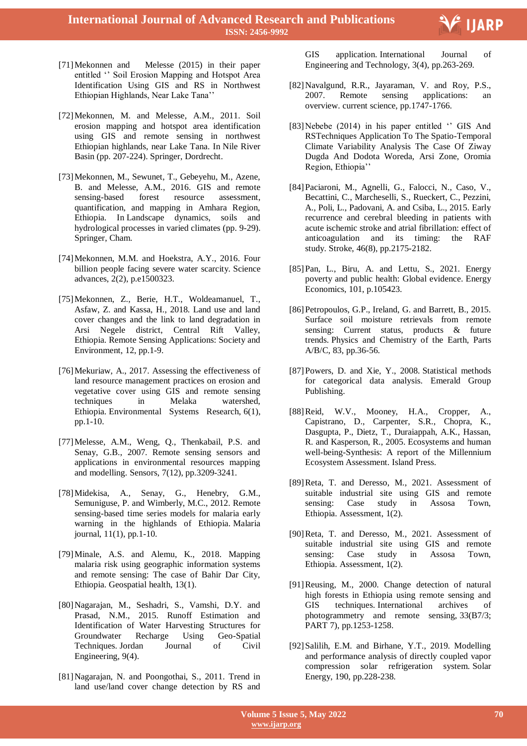[71] Mekonnen and Melesse (2015) in their paper entitled '' Soil Erosion Mapping and Hotspot Area Identification Using GIS and RS in Northwest Ethiopian Highlands, Near Lake Tana''

[72] Mekonnen, M. and Melesse, A.M., 2011. Soil erosion mapping and hotspot area identification using GIS and remote sensing in northwest Ethiopian highlands, near Lake Tana. In Nile River Basin (pp. 207-224). Springer, Dordrecht.

[73] Mekonnen, M., Sewunet, T., Gebeyehu, M., Azene, B. and Melesse, A.M., 2016. GIS and remote sensing-based forest resource assessment, quantification, and mapping in Amhara Region, Ethiopia. In Landscape dynamics, soils and hydrological processes in varied climates (pp. 9-29). Springer, Cham.

[74] Mekonnen, M.M. and Hoekstra, A.Y., 2016. Four billion people facing severe water scarcity. Science advances, 2(2), p.e1500323.

[75] Mekonnen, Z., Berie, H.T., Woldeamanuel, T., Asfaw, Z. and Kassa, H., 2018. Land use and land cover changes and the link to land degradation in Arsi Negele district, Central Rift Valley, Ethiopia. Remote Sensing Applications: Society and Environment, 12, pp.1-9.

[76] Mekuriaw, A., 2017. Assessing the effectiveness of land resource management practices on erosion and vegetative cover using GIS and remote sensing techniques in Melaka watershed, Ethiopia. Environmental Systems Research, 6(1), pp.1-10.

[77] Melesse, A.M., Weng, Q., Thenkabail, P.S. and Senay, G.B., 2007. Remote sensing sensors and applications in environmental resources mapping and modelling. Sensors, 7(12), pp.3209-3241.

[78] Midekisa, A., Senay, G., Henebry, G.M., Semuniguse, P. and Wimberly, M.C., 2012. Remote sensing-based time series models for malaria early warning in the highlands of Ethiopia. Malaria journal, 11(1), pp.1-10.

[79] Minale, A.S. and Alemu, K., 2018. Mapping malaria risk using geographic information systems and remote sensing: The case of Bahir Dar City, Ethiopia. Geospatial health, 13(1).

[80] Nagarajan, M., Seshadri, S., Vamshi, D.Y. and Prasad, N.M., 2015. Runoff Estimation and Identification of Water Harvesting Structures for Groundwater Recharge Using Geo-Spatial Techniques. Jordan Journal of Civil Engineering, 9(4).

[81] Nagarajan, N. and Poongothai, S., 2011. Trend in land use/land cover change detection by RS and GIS application. International Journal of Engineering and Technology, 3(4), pp.263-269.

[82] Navalgund, R.R., Jayaraman, V. and Roy, P.S., 2007. Remote sensing applications: an overview. current science, pp.1747-1766.

[83] Nebebe (2014) in his paper entitled '' GIS And RSTechniques Application To The Spatio-Temporal Climate Variability Analysis The Case Of Ziway Dugda And Dodota Woreda, Arsi Zone, Oromia Region, Ethiopia''

[84] Paciaroni, M., Agnelli, G., Falocci, N., Caso, V., Becattini, C., Marcheselli, S., Rueckert, C., Pezzini, A., Poli, L., Padovani, A. and Csiba, L., 2015. Early recurrence and cerebral bleeding in patients with acute ischemic stroke and atrial fibrillation: effect of anticoagulation and its timing: the RAF study. Stroke, 46(8), pp.2175-2182.

[85] Pan, L., Biru, A. and Lettu, S., 2021. Energy poverty and public health: Global evidence. Energy Economics, 101, p.105423.

[86] Petropoulos, G.P., Ireland, G. and Barrett, B., 2015. Surface soil moisture retrievals from remote sensing: Current status, products & future trends. Physics and Chemistry of the Earth, Parts A/B/C, 83, pp.36-56.

[87] Powers, D. and Xie, Y., 2008. Statistical methods for categorical data analysis. Emerald Group Publishing.

[88] Reid, W.V., Mooney, H.A., Cropper, A., Capistrano, D., Carpenter, S.R., Chopra, K., Dasgupta, P., Dietz, T., Duraiappah, A.K., Hassan, R. and Kasperson, R., 2005. Ecosystems and human well-being-Synthesis: A report of the Millennium Ecosystem Assessment. Island Press.

[89] Reta, T. and Deresso, M., 2021. Assessment of suitable industrial site using GIS and remote sensing: Case study in Assosa Town, Ethiopia. Assessment, 1(2).

[90] Reta, T. and Deresso, M., 2021. Assessment of suitable industrial site using GIS and remote sensing: Case study in Assosa Town, Ethiopia. Assessment, 1(2).

[91] Reusing, M., 2000. Change detection of natural high forests in Ethiopia using remote sensing and GIS techniques. International archives of photogrammetry and remote sensing, 33(B7/3; PART 7), pp.1253-1258.

[92] Salilih, E.M. and Birhane, Y.T., 2019. Modelling and performance analysis of directly coupled vapor compression solar refrigeration system. Solar Energy, 190, pp.228-238.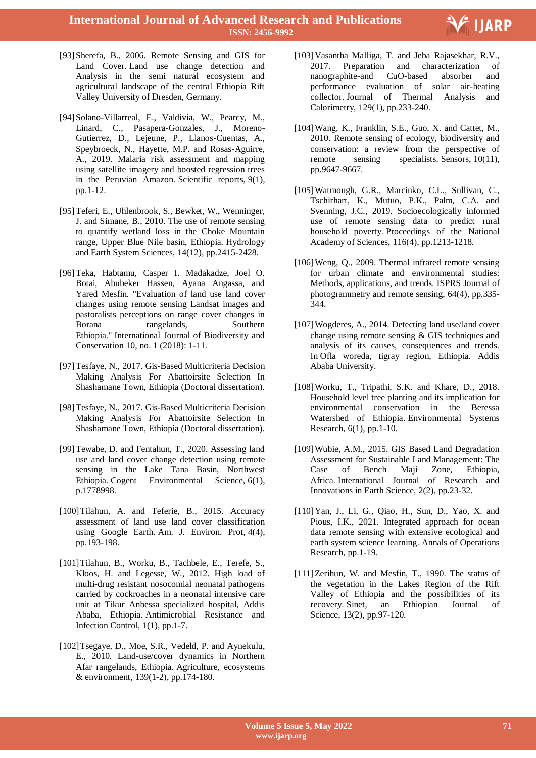[93] Sherefa, B., 2006. Remote Sensing and GIS for Land Cover. Land use change detection and Analysis in the semi natural ecosystem and agricultural landscape of the central Ethiopia Rift Valley University of Dresden, Germany.

[94] Solano-Villarreal, E., Valdivia, W., Pearcy, M., Linard, C., Pasapera-Gonzales, J., Moreno-Gutierrez, D., Lejeune, P., Llanos-Cuentas, A., Speybroeck, N., Hayette, M.P. and Rosas-Aguirre, A., 2019. Malaria risk assessment and mapping using satellite imagery and boosted regression trees in the Peruvian Amazon. Scientific reports, 9(1), pp.1-12.

[95] Teferi, E., Uhlenbrook, S., Bewket, W., Wenninger, J. and Simane, B., 2010. The use of remote sensing to quantify wetland loss in the Choke Mountain range, Upper Blue Nile basin, Ethiopia. Hydrology and Earth System Sciences, 14(12), pp.2415-2428.

[96] Teka, Habtamu, Casper I. Madakadze, Joel O. Botai, Abubeker Hassen, Ayana Angassa, and Yared Mesfin. "Evaluation of land use land cover changes using remote sensing Landsat images and pastoralists perceptions on range cover changes in Borana rangelands, Southern Ethiopia." International Journal of Biodiversity and Conservation 10, no. 1 (2018): 1-11.

[97] Tesfaye, N., 2017. Gis-Based Multicriteria Decision Making Analysis For Abattoirsite Selection In Shashamane Town, Ethiopia (Doctoral dissertation).

[98] Tesfaye, N., 2017. Gis-Based Multicriteria Decision Making Analysis For Abattoirsite Selection In Shashamane Town, Ethiopia (Doctoral dissertation).

[99] Tewabe, D. and Fentahun, T., 2020. Assessing land use and land cover change detection using remote sensing in the Lake Tana Basin, Northwest Ethiopia. Cogent Environmental Science, 6(1), p.1778998.

[100] Tilahun, A. and Teferie, B., 2015. Accuracy assessment of land use land cover classification using Google Earth. Am. J. Environ. Prot, 4(4), pp.193-198.

[101] Tilahun, B., Worku, B., Tachbele, E., Terefe, S., Kloos, H. and Legesse, W., 2012. High load of multi-drug resistant nosocomial neonatal pathogens carried by cockroaches in a neonatal intensive care unit at Tikur Anbessa specialized hospital, Addis Ababa, Ethiopia. Antimicrobial Resistance and Infection Control, 1(1), pp.1-7.

[102] Tsegaye, D., Moe, S.R., Vedeld, P. and Aynekulu, E., 2010. Land-use/cover dynamics in Northern Afar rangelands, Ethiopia. Agriculture, ecosystems & environment, 139(1-2), pp.174-180.

[103] Vasantha Malliga, T. and Jeba Rajasekhar, R.V., 2017. Preparation and characterization of nanographite-and CuO-based absorber and performance evaluation of solar air-heating collector. Journal of Thermal Analysis and Calorimetry, 129(1), pp.233-240.

[104] Wang, K., Franklin, S.E., Guo, X. and Cattet, M., 2010. Remote sensing of ecology, biodiversity and conservation: a review from the perspective of remote sensing specialists. Sensors, 10(11), pp.9647-9667.

[105] Watmough, G.R., Marcinko, C.L., Sullivan, C., Tschirhart, K., Mutuo, P.K., Palm, C.A. and Svenning, J.C., 2019. Socioecologically informed use of remote sensing data to predict rural household poverty. Proceedings of the National Academy of Sciences, 116(4), pp.1213-1218.

[106] Weng, Q., 2009. Thermal infrared remote sensing for urban climate and environmental studies: Methods, applications, and trends. ISPRS Journal of photogrammetry and remote sensing, 64(4), pp.335-344.

[107] Wogderes, A., 2014. Detecting land use/land cover change using remote sensing & GIS techniques and analysis of its causes, consequences and trends. In Ofla woreda, tigray region, Ethiopia. Addis Ababa University.

[108] Worku, T., Tripathi, S.K. and Khare, D., 2018. Household level tree planting and its implication for environmental conservation in the Beressa Watershed of Ethiopia. Environmental Systems Research, 6(1), pp.1-10.

[109] Wubie, A.M., 2015. GIS Based Land Degradation Assessment for Sustainable Land Management: The Case of Bench Maji Zone, Ethiopia, Africa. International Journal of Research and Innovations in Earth Science, 2(2), pp.23-32.

[110] Yan, J., Li, G., Qiao, H., Sun, D., Yao, X. and Pious, I.K., 2021. Integrated approach for ocean data remote sensing with extensive ecological and earth system science learning. Annals of Operations Research, pp.1-19.

[111] Zerihun, W. and Mesfin, T., 1990. The status of the vegetation in the Lakes Region of the Rift Valley of Ethiopia and the possibilities of its recovery. Sinet, an Ethiopian Journal of Science, 13(2), pp.97-120.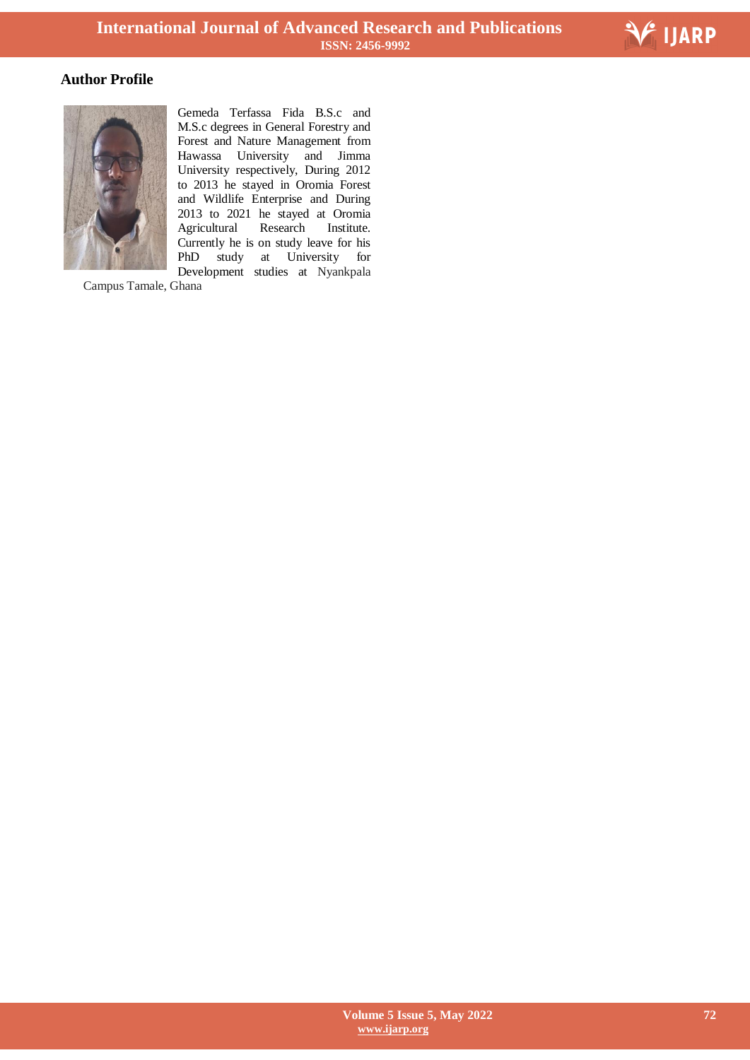## Author Profile

Gemeda Terfassa Fida B.S.c and M.S.c degrees in General Forestry and Forest and Nature Management from Hawassa University and Jimma University respectively, During 2012 to 2013 he stayed in Oromia Forest and Wildlife Enterprise and During 2013 to 2021 he stayed at Oromia Agricultural Research Institute. Currently he is on study leave for his PhD study at University for Development studies at Nyankpala Campus Tamale, Ghana